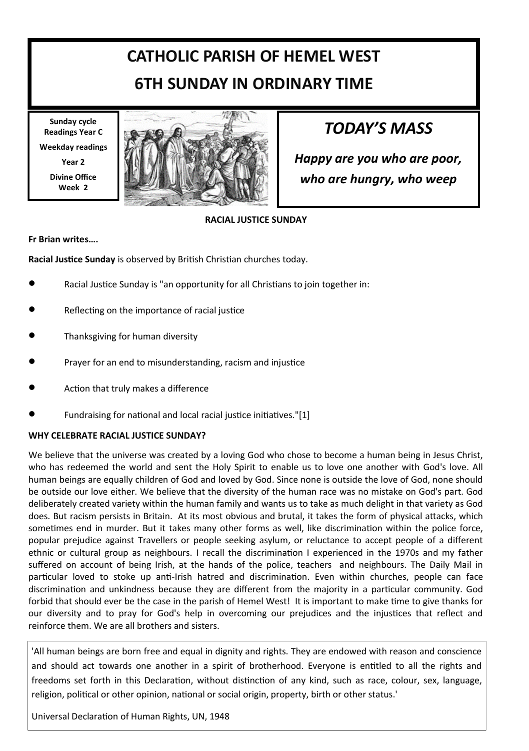# CATHOLIC PARISH OF HEMEL WEST

# 6TH SUNDAY IN ORDINARY TIME

**Sunday cycle Readings Year C**

**Weekday readings**

**Year 2**

**Divine Office Week 2**

## *TODAY'S MASS*

***Happy are you who are poor, who are hungry, who weep***

**RACIAL JUSTICE SUNDAY**

**Fr Brian writes….**

**Racial Justice Sunday** is observed by British Christian churches today.

- Racial Justice Sunday is "an opportunity for all Christians to join together in:
- Reflecting on the importance of racial justice
- Thanksgiving for human diversity
- Prayer for an end to misunderstanding, racism and injustice
- Action that truly makes a difference
- Fundraising for national and local racial justice initiatives."[1]

**WHY CELEBRATE RACIAL JUSTICE SUNDAY?**

We believe that the universe was created by a loving God who chose to become a human being in Jesus Christ, who has redeemed the world and sent the Holy Spirit to enable us to love one another with God's love. All human beings are equally children of God and loved by God. Since none is outside the love of God, none should be outside our love either. We believe that the diversity of the human race was no mistake on God's part. God deliberately created variety within the human family and wants us to take as much delight in that variety as God does. But racism persists in Britain. At its most obvious and brutal, it takes the form of physical attacks, which sometimes end in murder. But it takes many other forms as well, like discrimination within the police force, popular prejudice against Travellers or people seeking asylum, or reluctance to accept people of a different ethnic or cultural group as neighbours. I recall the discrimination I experienced in the 1970s and my father suffered on account of being Irish, at the hands of the police, teachers and neighbours. The Daily Mail in particular loved to stoke up anti-Irish hatred and discrimination. Even within churches, people can face discrimination and unkindness because they are different from the majority in a particular community. God forbid that should ever be the case in the parish of Hemel West! It is important to make time to give thanks for our diversity and to pray for God's help in overcoming our prejudices and the injustices that reflect and reinforce them. We are all brothers and sisters.

'All human beings are born free and equal in dignity and rights. They are endowed with reason and conscience and should act towards one another in a spirit of brotherhood. Everyone is entitled to all the rights and freedoms set forth in this Declaration, without distinction of any kind, such as race, colour, sex, language, religion, political or other opinion, national or social origin, property, birth or other status.'

Universal Declaration of Human Rights, UN, 1948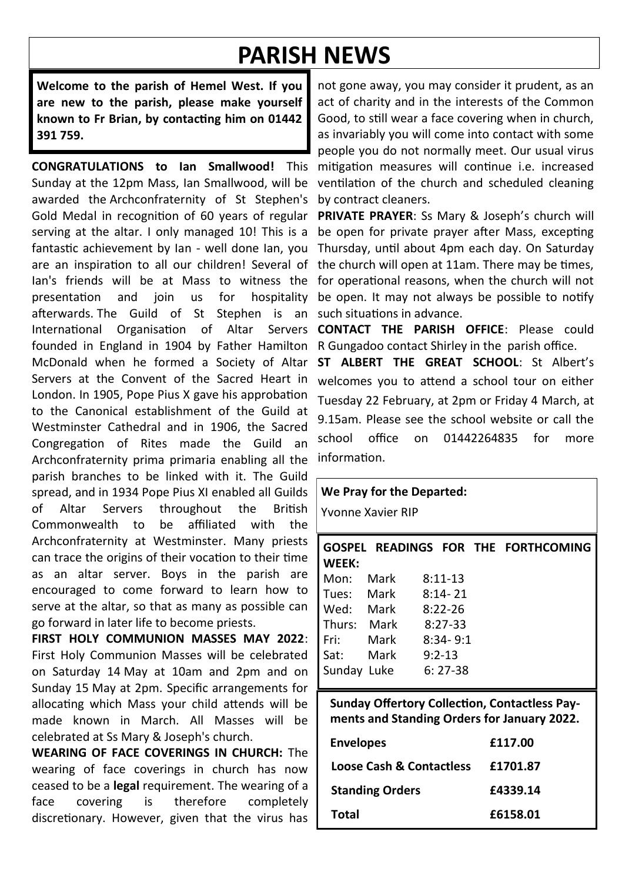# PARISH NEWS

**Welcome to the parish of Hemel West. If you are new to the parish, please make yourself known to Fr Brian, by contacting him on 01442 391 759.**

**CONGRATULATIONS to Ian Smallwood!** This Sunday at the 12pm Mass, Ian Smallwood, will be awarded the Archconfraternity of St Stephen's Gold Medal in recognition of 60 years of regular serving at the altar. I only managed 10! This is a fantastic achievement by Ian - well done Ian, you are an inspiration to all our children! Several of Ian's friends will be at Mass to witness the presentation and join us for hospitality afterwards. The Guild of St Stephen is an International Organisation of Altar Servers founded in England in 1904 by Father Hamilton McDonald when he formed a Society of Altar Servers at the Convent of the Sacred Heart in London. In 1905, Pope Pius X gave his approbation to the Canonical establishment of the Guild at Westminster Cathedral and in 1906, the Sacred Congregation of Rites made the Guild an Archconfraternity prima primaria enabling all the parish branches to be linked with it. The Guild spread, and in 1934 Pope Pius XI enabled all Guilds of Altar Servers throughout the British Commonwealth to be affiliated with the Archconfraternity at Westminster. Many priests can trace the origins of their vocation to their time as an altar server. Boys in the parish are encouraged to come forward to learn how to serve at the altar, so that as many as possible can go forward in later life to become priests.

**FIRST HOLY COMMUNION MASSES MAY 2022**: First Holy Communion Masses will be celebrated on Saturday 14 May at 10am and 2pm and on Sunday 15 May at 2pm. Specific arrangements for allocating which Mass your child attends will be made known in March. All Masses will be celebrated at Ss Mary & Joseph's church.

**WEARING OF FACE COVERINGS IN CHURCH:** The wearing of face coverings in church has now ceased to be a **legal** requirement. The wearing of a face covering is therefore completely discretionary. However, given that the virus has not gone away, you may consider it prudent, as an act of charity and in the interests of the Common Good, to still wear a face covering when in church, as invariably you will come into contact with some people you do not normally meet. Our usual virus mitigation measures will continue i.e. increased ventilation of the church and scheduled cleaning by contract cleaners.

**PRIVATE PRAYER**: Ss Mary & Joseph's church will be open for private prayer after Mass, excepting Thursday, until about 4pm each day. On Saturday the church will open at 11am. There may be times, for operational reasons, when the church will not be open. It may not always be possible to notify such situations in advance.

**CONTACT THE PARISH OFFICE**: Please could R Gungadoo contact Shirley in the parish office.

**ST ALBERT THE GREAT SCHOOL**: St Albert's welcomes you to attend a school tour on either Tuesday 22 February, at 2pm or Friday 4 March, at 9.15am. Please see the school website or call the school office on 01442264835 for more information.

**We Pray for the Departed:**

Yvonne Xavier RIP

**GOSPEL READINGS FOR THE FORTHCOMING WEEK:**

| | | |
|---|---|---|
| Mon: | Mark | 8:11-13 |
| Tues: | Mark | 8:14- 21 |
| Wed: | Mark | 8:22-26 |
| Thurs: | Mark | 8:27-33 |
| Fri: | Mark | 8:34- 9:1 |
| Sat: | Mark | 9:2-13 |
| Sunday | Luke | 6: 27-38 |

**Sunday Offertory Collection, Contactless Payments and Standing Orders for January 2022.**

| | |
|---|---|
| **Envelopes** | **£117.00** |
| **Loose Cash & Contactless** | **£1701.87** |
| **Standing Orders** | **£4339.14** |
| **Total** | **£6158.01** |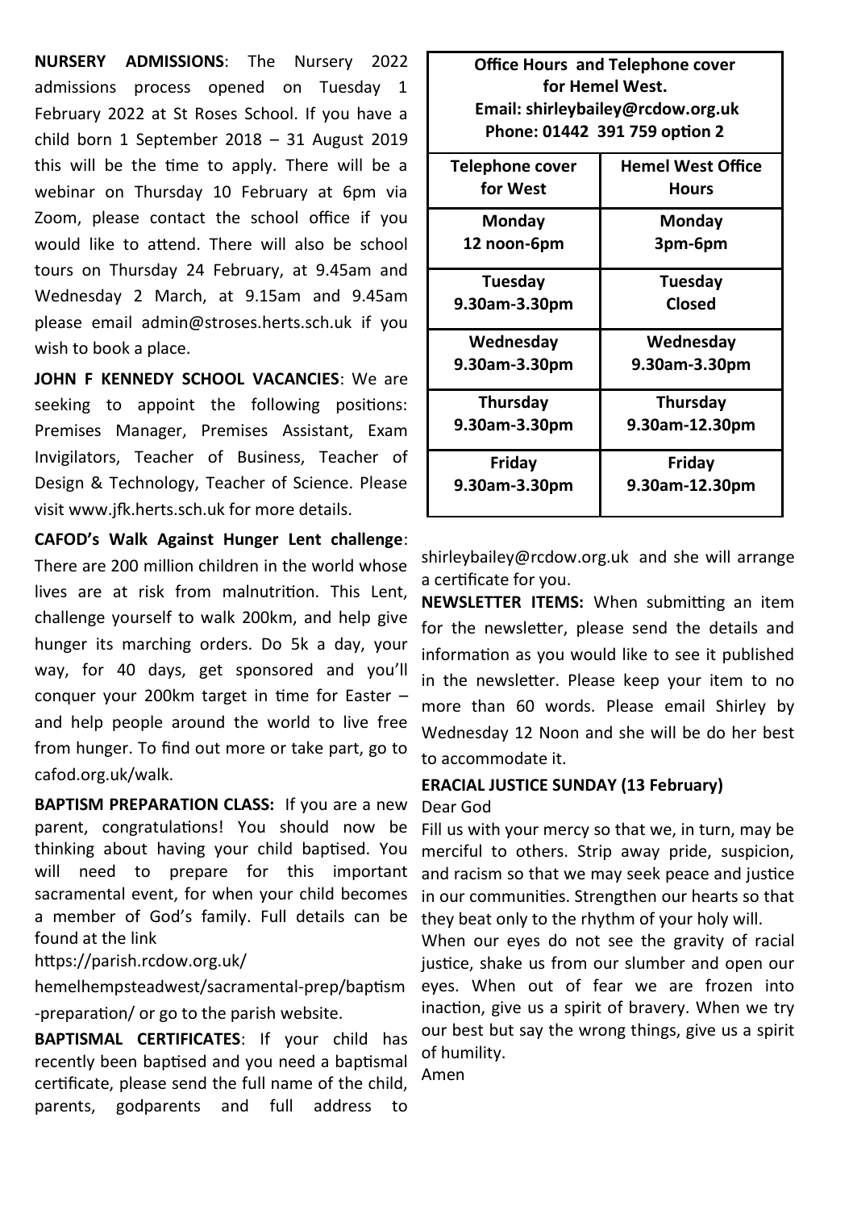**NURSERY ADMISSIONS**: The Nursery 2022 admissions process opened on Tuesday 1 February 2022 at St Roses School. If you have a child born 1 September 2018 – 31 August 2019 this will be the time to apply. There will be a webinar on Thursday 10 February at 6pm via Zoom, please contact the school office if you would like to attend. There will also be school tours on Thursday 24 February, at 9.45am and Wednesday 2 March, at 9.15am and 9.45am please email admin@stroses.herts.sch.uk if you wish to book a place.

**JOHN F KENNEDY SCHOOL VACANCIES**: We are seeking to appoint the following positions: Premises Manager, Premises Assistant, Exam Invigilators, Teacher of Business, Teacher of Design & Technology, Teacher of Science. Please visit www.jfk.herts.sch.uk for more details.

**CAFOD's Walk Against Hunger Lent challenge**: There are 200 million children in the world whose lives are at risk from malnutrition. This Lent, challenge yourself to walk 200km, and help give hunger its marching orders. Do 5k a day, your way, for 40 days, get sponsored and you'll conquer your 200km target in time for Easter – and help people around the world to live free from hunger. To find out more or take part, go to cafod.org.uk/walk.

**BAPTISM PREPARATION CLASS:** If you are a new parent, congratulations! You should now be thinking about having your child baptised. You will need to prepare for this important sacramental event, for when your child becomes a member of God's family. Full details can be found at the link https://parish.rcdow.org.uk/hemelhempsteadwest/sacramental-prep/baptism-preparation/ or go to the parish website.

**BAPTISMAL CERTIFICATES**: If your child has recently been baptised and you need a baptismal certificate, please send the full name of the child, parents, godparents and full address to shirleybailey@rcdow.org.uk and she will arrange a certificate for you.

**Office Hours and Telephone cover for Hemel West.**
**Email: shirleybailey@rcdow.org.uk**
**Phone: 01442 391 759 option 2**

| Telephone cover for West | Hemel West Office Hours |
|---|---|
| Monday 12 noon-6pm | Monday 3pm-6pm |
| Tuesday 9.30am-3.30pm | Tuesday Closed |
| Wednesday 9.30am-3.30pm | Wednesday 9.30am-3.30pm |
| Thursday 9.30am-3.30pm | Thursday 9.30am-12.30pm |
| Friday 9.30am-3.30pm | Friday 9.30am-12.30pm |

**NEWSLETTER ITEMS:** When submitting an item for the newsletter, please send the details and information as you would like to see it published in the newsletter. Please keep your item to no more than 60 words. Please email Shirley by Wednesday 12 Noon and she will be do her best to accommodate it.

**ERACIAL JUSTICE SUNDAY (13 February)**

Dear God

Fill us with your mercy so that we, in turn, may be merciful to others. Strip away pride, suspicion, and racism so that we may seek peace and justice in our communities. Strengthen our hearts so that they beat only to the rhythm of your holy will.

When our eyes do not see the gravity of racial justice, shake us from our slumber and open our eyes. When out of fear we are frozen into inaction, give us a spirit of bravery. When we try our best but say the wrong things, give us a spirit of humility.

Amen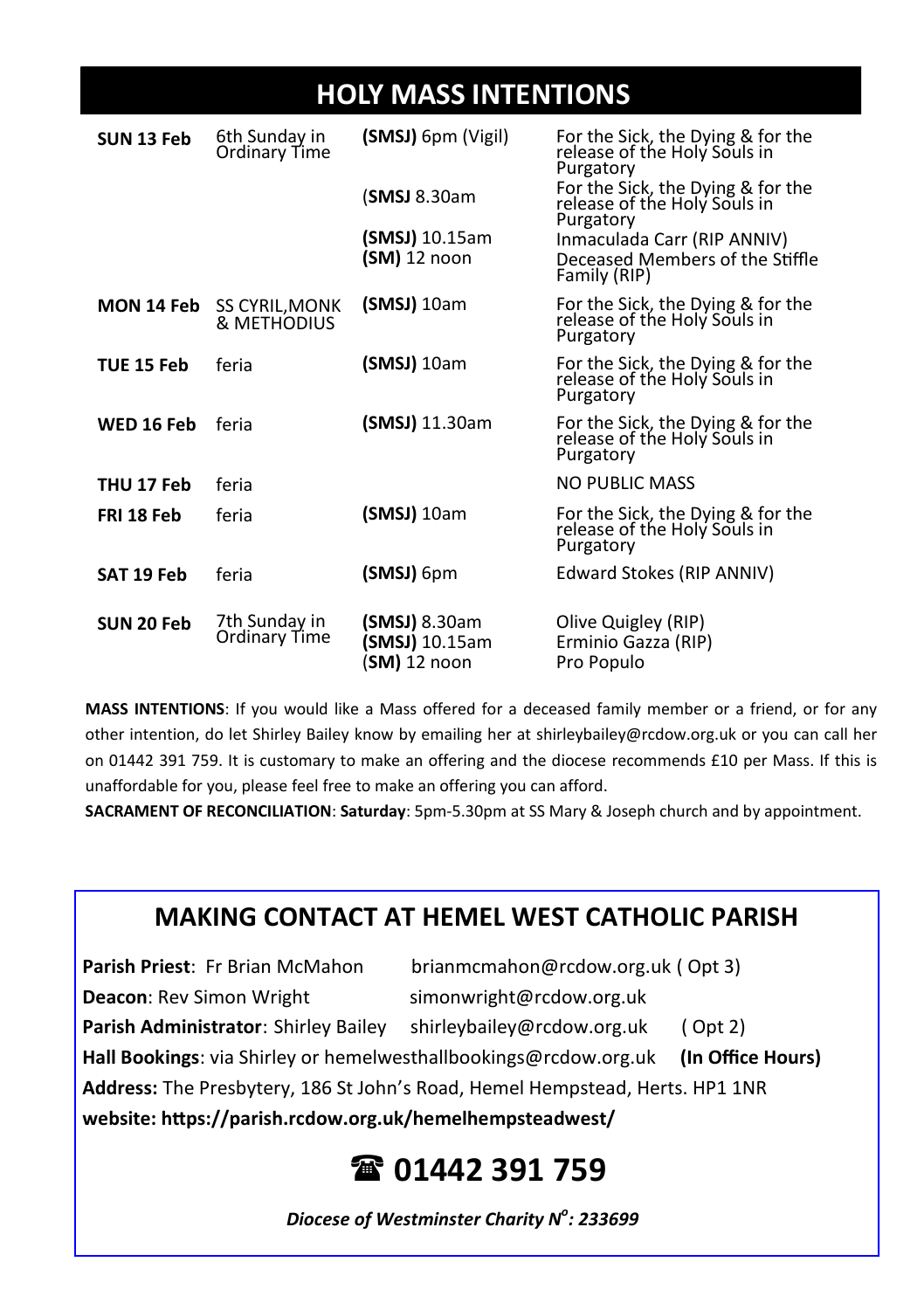# HOLY MASS INTENTIONS

| | | | |
|---|---|---|---|
| **SUN 13 Feb** | 6th Sunday in Ordinary Time | **(SMSJ)** 6pm (Vigil) | For the Sick, the Dying & for the release of the Holy Souls in Purgatory |
| | | (**SMSJ** 8.30am | For the Sick, the Dying & for the release of the Holy Souls in Purgatory |
| | | **(SMSJ)** 10.15am | Inmaculada Carr (RIP ANNIV) |
| | | **(SM)** 12 noon | Deceased Members of the Stiffle Family (RIP) |
| **MON 14 Feb** | SS CYRIL,MONK & METHODIUS | **(SMSJ)** 10am | For the Sick, the Dying & for the release of the Holy Souls in Purgatory |
| **TUE 15 Feb** | feria | **(SMSJ)** 10am | For the Sick, the Dying & for the release of the Holy Souls in Purgatory |
| **WED 16 Feb** | feria | **(SMSJ)** 11.30am | For the Sick, the Dying & for the release of the Holy Souls in Purgatory |
| **THU 17 Feb** | feria | | NO PUBLIC MASS |
| **FRI 18 Feb** | feria | **(SMSJ)** 10am | For the Sick, the Dying & for the release of the Holy Souls in Purgatory |
| **SAT 19 Feb** | feria | **(SMSJ)** 6pm | Edward Stokes (RIP ANNIV) |
| **SUN 20 Feb** | 7th Sunday in Ordinary Time | **(SMSJ)** 8.30am<br>**(SMSJ)** 10.15am<br>**(SM)** 12 noon | Olive Quigley (RIP)<br>Erminio Gazza (RIP)<br>Pro Populo |

**MASS INTENTIONS**: If you would like a Mass offered for a deceased family member or a friend, or for any other intention, do let Shirley Bailey know by emailing her at shirleybailey@rcdow.org.uk or you can call her on 01442 391 759. It is customary to make an offering and the diocese recommends £10 per Mass. If this is unaffordable for you, please feel free to make an offering you can afford.

**SACRAMENT OF RECONCILIATION**: **Saturday**: 5pm-5.30pm at SS Mary & Joseph church and by appointment.

## MAKING CONTACT AT HEMEL WEST CATHOLIC PARISH

**Parish Priest**: Fr Brian McMahon brianmcmahon@rcdow.org.uk ( Opt 3)

**Deacon**: Rev Simon Wright simonwright@rcdow.org.uk

**Parish Administrator**: Shirley Bailey shirleybailey@rcdow.org.uk ( Opt 2)

**Hall Bookings**: via Shirley or hemelwesthallbookings@rcdow.org.uk **(In Office Hours)**

**Address:** The Presbytery, 186 St John's Road, Hemel Hempstead, Herts. HP1 1NR

**website: https://parish.rcdow.org.uk/hemelhempsteadwest/**

## ☎ 01442 391 759

***Diocese of Westminster Charity N$^{o}$: 233699***